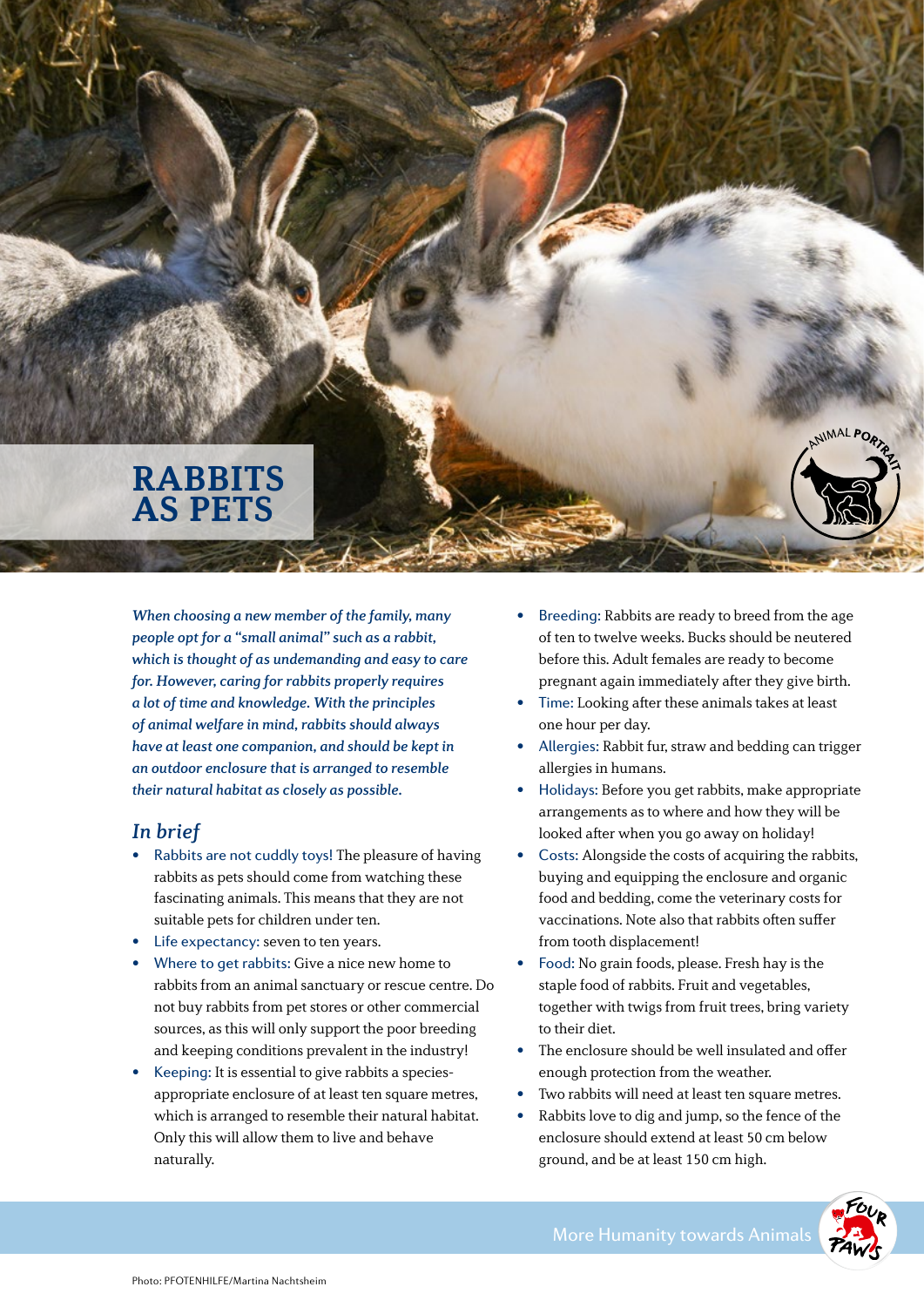# RABBITS AS PETS

*When choosing a new member of the family, many people opt for a "small animal" such as a rabbit, which is thought of as undemanding and easy to care for. However, caring for rabbits properly requires a lot of time and knowledge. With the principles of animal welfare in mind, rabbits should always have at least one companion, and should be kept in an outdoor enclosure that is arranged to resemble their natural habitat as closely as possible.*

## *In brief*

- Rabbits are not cuddly toys! The pleasure of having rabbits as pets should come from watching these fascinating animals. This means that they are not suitable pets for children under ten.
- Life expectancy: seven to ten years.
- Where to get rabbits: Give a nice new home to rabbits from an animal sanctuary or rescue centre. Do not buy rabbits from pet stores or other commercial sources, as this will only support the poor breeding and keeping conditions prevalent in the industry!
- Keeping: It is essential to give rabbits a species-appropriate enclosure of at least ten square metres, which is arranged to resemble their natural habitat. Only this will allow them to live and behave naturally.
- Breeding: Rabbits are ready to breed from the age of ten to twelve weeks. Bucks should be neutered before this. Adult females are ready to become pregnant again immediately after they give birth.
- Time: Looking after these animals takes at least one hour per day.
- Allergies: Rabbit fur, straw and bedding can trigger allergies in humans.
- Holidays: Before you get rabbits, make appropriate arrangements as to where and how they will be looked after when you go away on holiday!
- Costs: Alongside the costs of acquiring the rabbits, buying and equipping the enclosure and organic food and bedding, come the veterinary costs for vaccinations. Note also that rabbits often suffer from tooth displacement!
- Food: No grain foods, please. Fresh hay is the staple food of rabbits. Fruit and vegetables, together with twigs from fruit trees, bring variety to their diet.
- The enclosure should be well insulated and offer enough protection from the weather.
- Two rabbits will need at least ten square metres.
- Rabbits love to dig and jump, so the fence of the enclosure should extend at least 50 cm below ground, and be at least 150 cm high.

More Humanity towards Animals

Photo: PFOTENHILFE/Martina Nachtsheim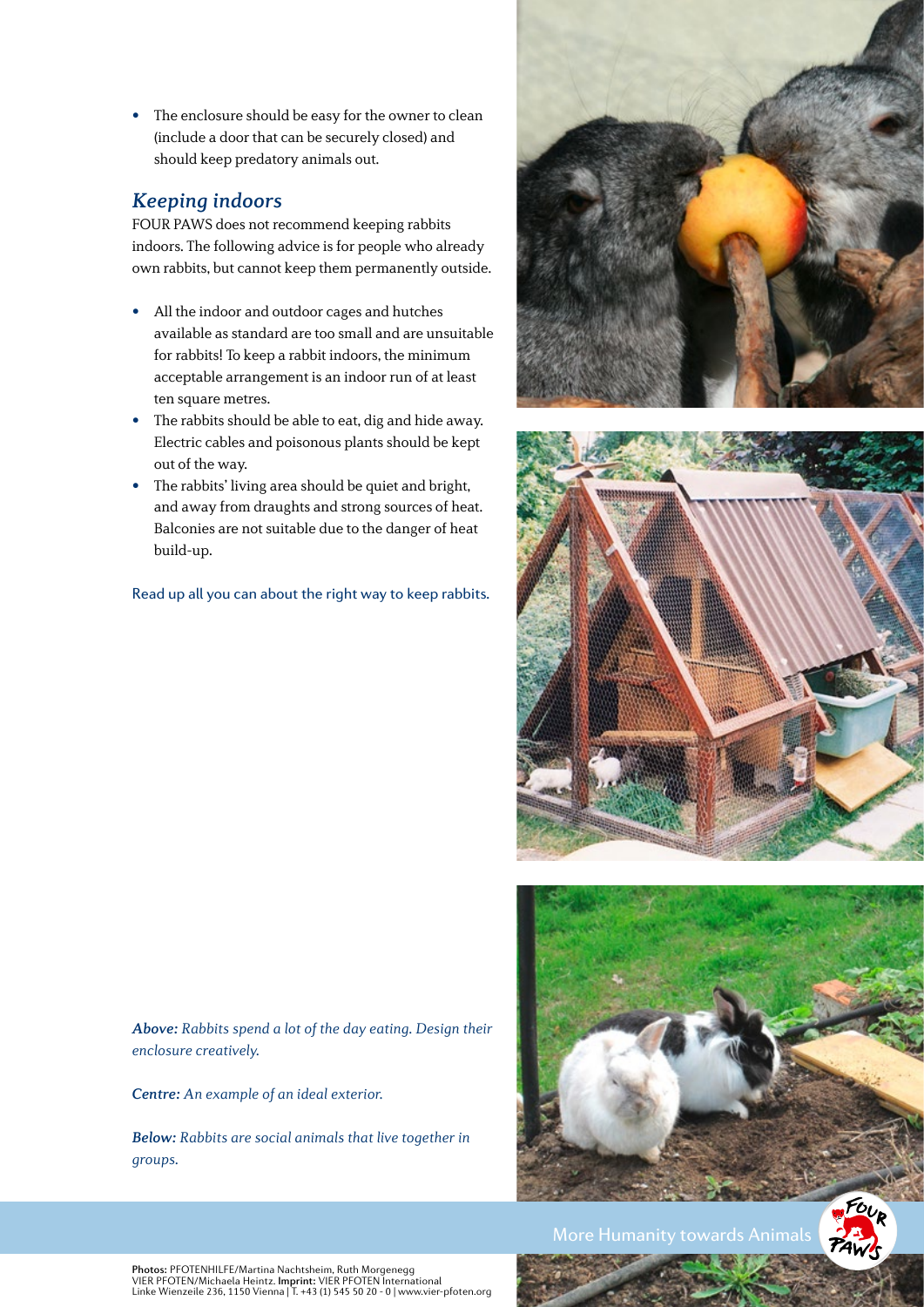- The enclosure should be easy for the owner to clean (include a door that can be securely closed) and should keep predatory animals out.

## *Keeping indoors*

FOUR PAWS does not recommend keeping rabbits indoors. The following advice is for people who already own rabbits, but cannot keep them permanently outside.

- All the indoor and outdoor cages and hutches available as standard are too small and are unsuitable for rabbits! To keep a rabbit indoors, the minimum acceptable arrangement is an indoor run of at least ten square metres.
- The rabbits should be able to eat, dig and hide away. Electric cables and poisonous plants should be kept out of the way.
- The rabbits' living area should be quiet and bright, and away from draughts and strong sources of heat. Balconies are not suitable due to the danger of heat build-up.

Read up all you can about the right way to keep rabbits.

***Above:*** *Rabbits spend a lot of the day eating. Design their enclosure creatively.*

***Centre:*** *An example of an ideal exterior.*

***Below:*** *Rabbits are social animals that live together in groups.*

More Humanity towards Animals

**Photos:** PFOTENHILFE/Martina Nachtsheim, Ruth Morgenegg
VIER PFOTEN/Michaela Heintz. **Imprint:** VIER PFOTEN International
Linke Wienzeile 236, 1150 Vienna | T. +43 (1) 545 50 20 - 0 | www.vier-pfoten.org